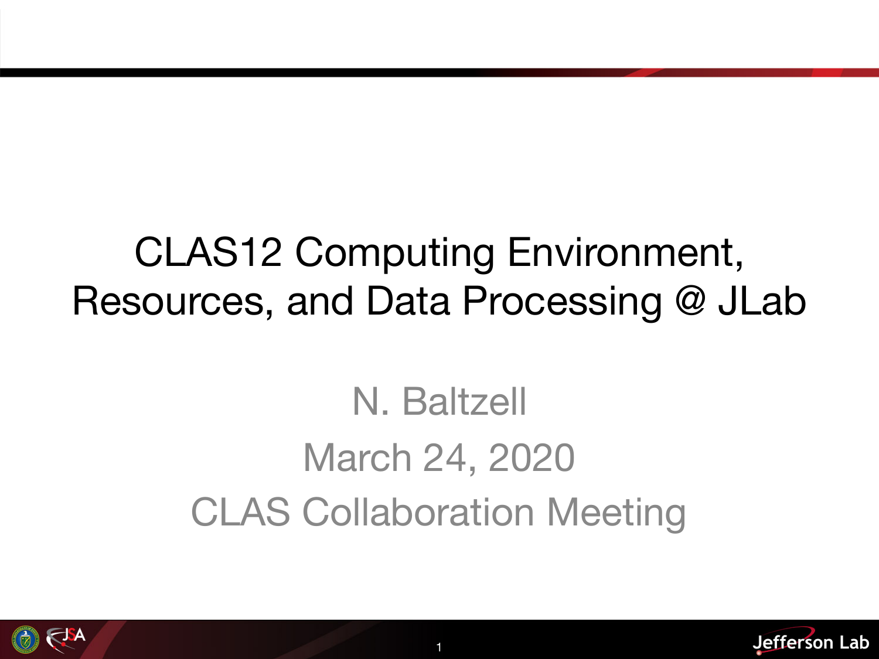# CLAS12 Computing Environment, Resources, and Data Processing @ JLab

N. Baltzell

March 24, 2020

CLAS Collaboration Meeting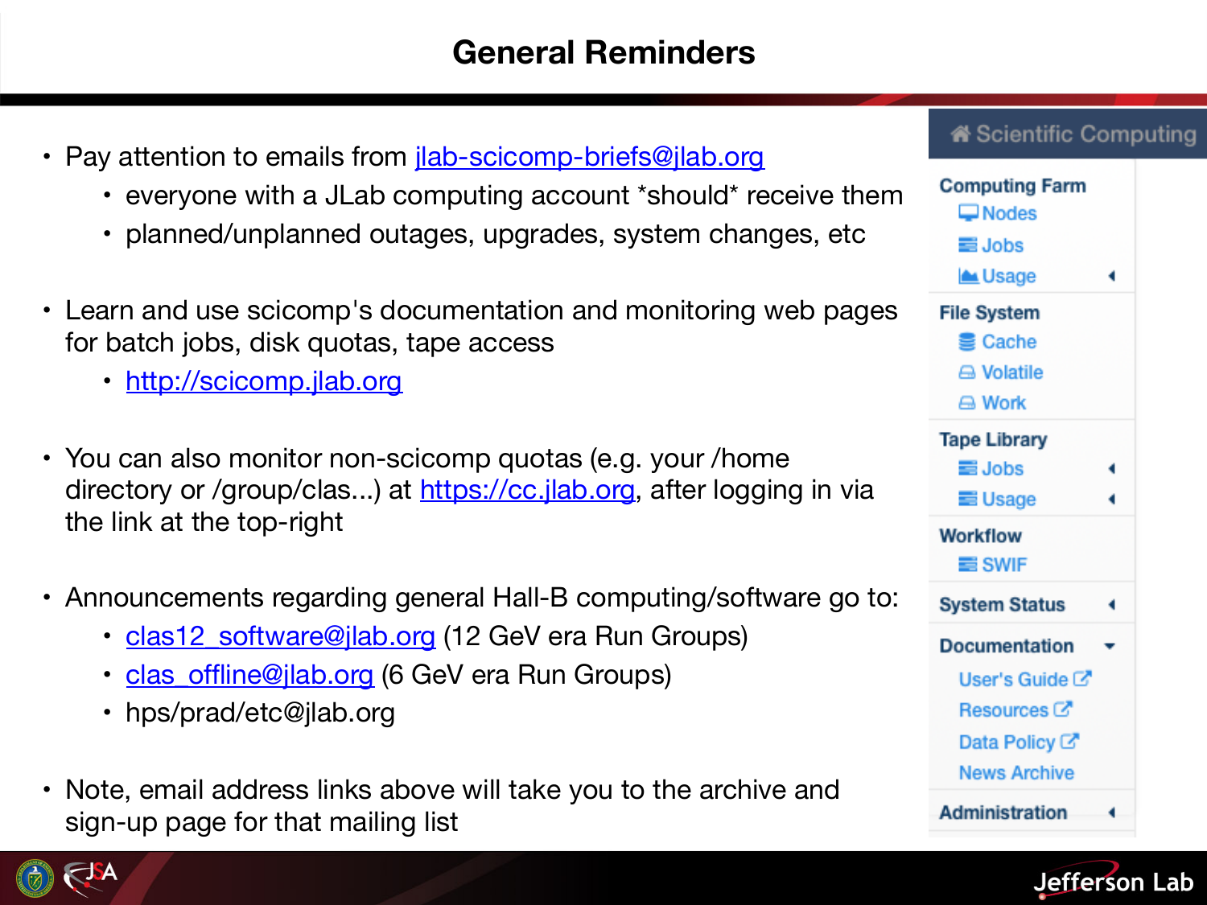# General Reminders

- Pay attention to emails from jlab-scicomp-briefs@jlab.org
  - everyone with a JLab computing account *should* receive them
  - planned/unplanned outages, upgrades, system changes, etc
- Learn and use scicomp's documentation and monitoring web pages for batch jobs, disk quotas, tape access
  - http://scicomp.jlab.org
- You can also monitor non-scicomp quotas (e.g. your /home directory or /group/clas...) at https://cc.jlab.org, after logging in via the link at the top-right
- Announcements regarding general Hall-B computing/software go to:
  - clas12_software@jlab.org (12 GeV era Run Groups)
  - clas_offline@jlab.org (6 GeV era Run Groups)
  - hps/prad/etc@jlab.org
- Note, email address links above will take you to the archive and sign-up page for that mailing list

Scientific Computing

Computing Farm
- Nodes
- Jobs
- Usage

File System
- Cache
- Volatile
- Work

Tape Library
- Jobs
- Usage

Workflow
- SWIF

System Status

Documentation
- User's Guide
- Resources
- Data Policy
- News Archive

Administration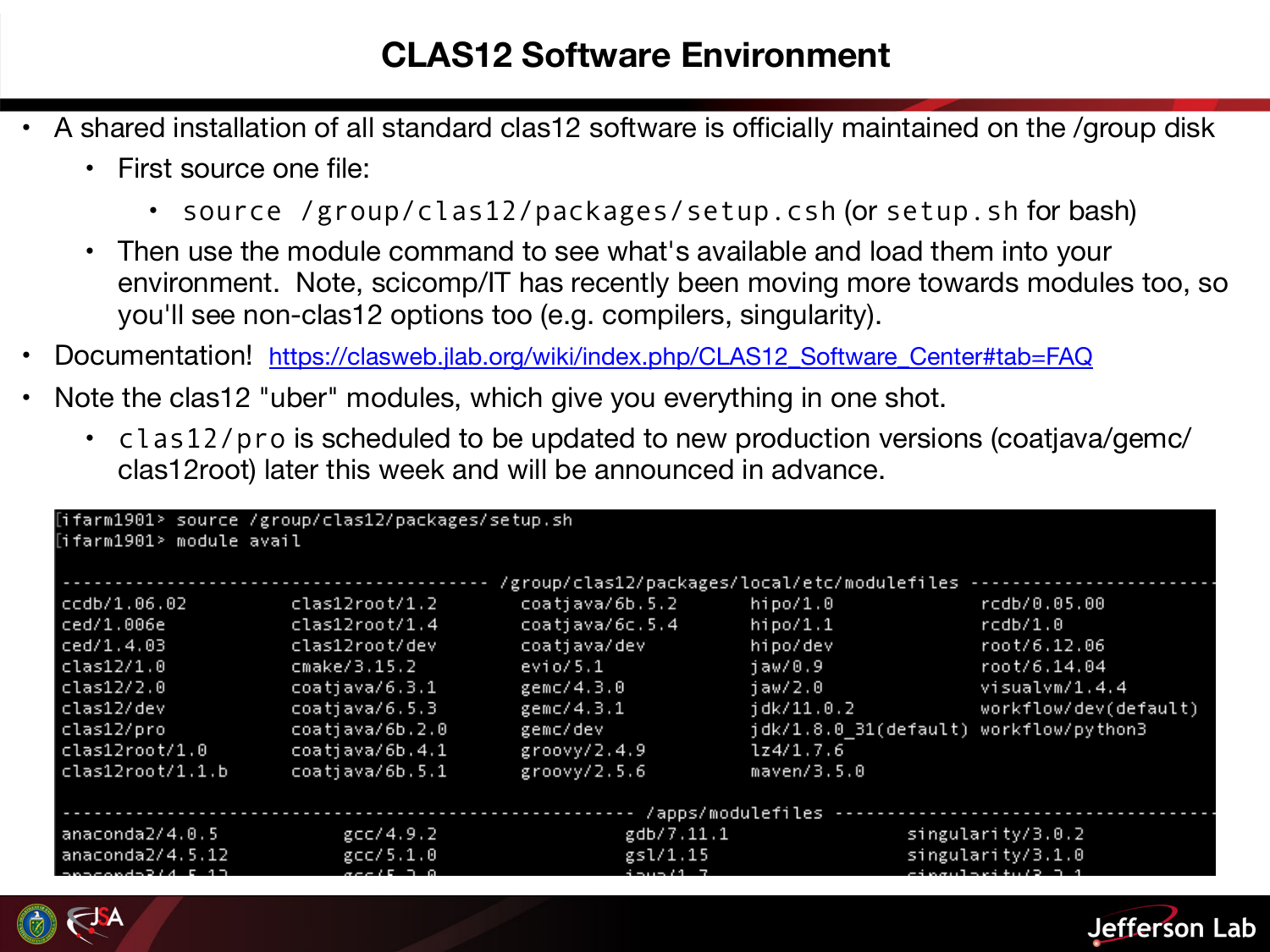# CLAS12 Software Environment

- A shared installation of all standard clas12 software is officially maintained on the /group disk
  - First source one file:
    - `source /group/clas12/packages/setup.csh` (or `setup.sh` for bash)
  - Then use the module command to see what's available and load them into your environment. Note, scicomp/IT has recently been moving more towards modules too, so you'll see non-clas12 options too (e.g. compilers, singularity).
- Documentation! https://clasweb.jlab.org/wiki/index.php/CLAS12_Software_Center#tab=FAQ
- Note the clas12 "uber" modules, which give you everything in one shot.
  - `clas12/pro` is scheduled to be updated to new production versions (coatjava/gemc/ clas12root) later this week and will be announced in advance.

```
[ifarm1901> source /group/clas12/packages/setup.sh
[ifarm1901> module avail

----------------------------------------- /group/clas12/packages/local/etc/modulefiles ------------------------
ccdb/1.06.02        clas12root/1.2      coatjava/6b.5.2     hipo/1.0             rcdb/0.05.00
ced/1.006e          clas12root/1.4      coatjava/6c.5.4     hipo/1.1             rcdb/1.0
ced/1.4.03          clas12root/dev      coatjava/dev        hipo/dev             root/6.12.06
clas12/1.0          cmake/3.15.2        evio/5.1            jaw/0.9              root/6.14.04
clas12/2.0          coatjava/6.3.1      gemc/4.3.0          jaw/2.0              visualvm/1.4.4
clas12/dev          coatjava/6.5.3      gemc/4.3.1          jdk/11.0.2           workflow/dev(default)
clas12/pro          coatjava/6b.2.0     gemc/dev            jdk/1.8.0_31(default) workflow/python3
clas12root/1.0      coatjava/6b.4.1     groovy/2.4.9        lz4/1.7.6
clas12root/1.1.b    coatjava/6b.5.1     groovy/2.5.6        maven/3.5.0

------------------------------------------------------ /apps/modulefiles ----------------------------------------
anaconda2/4.0.5           gcc/4.9.2           gdb/7.11.1          singularity/3.0.2
anaconda2/4.5.12          gcc/5.1.0           gsl/1.15            singularity/3.1.0
```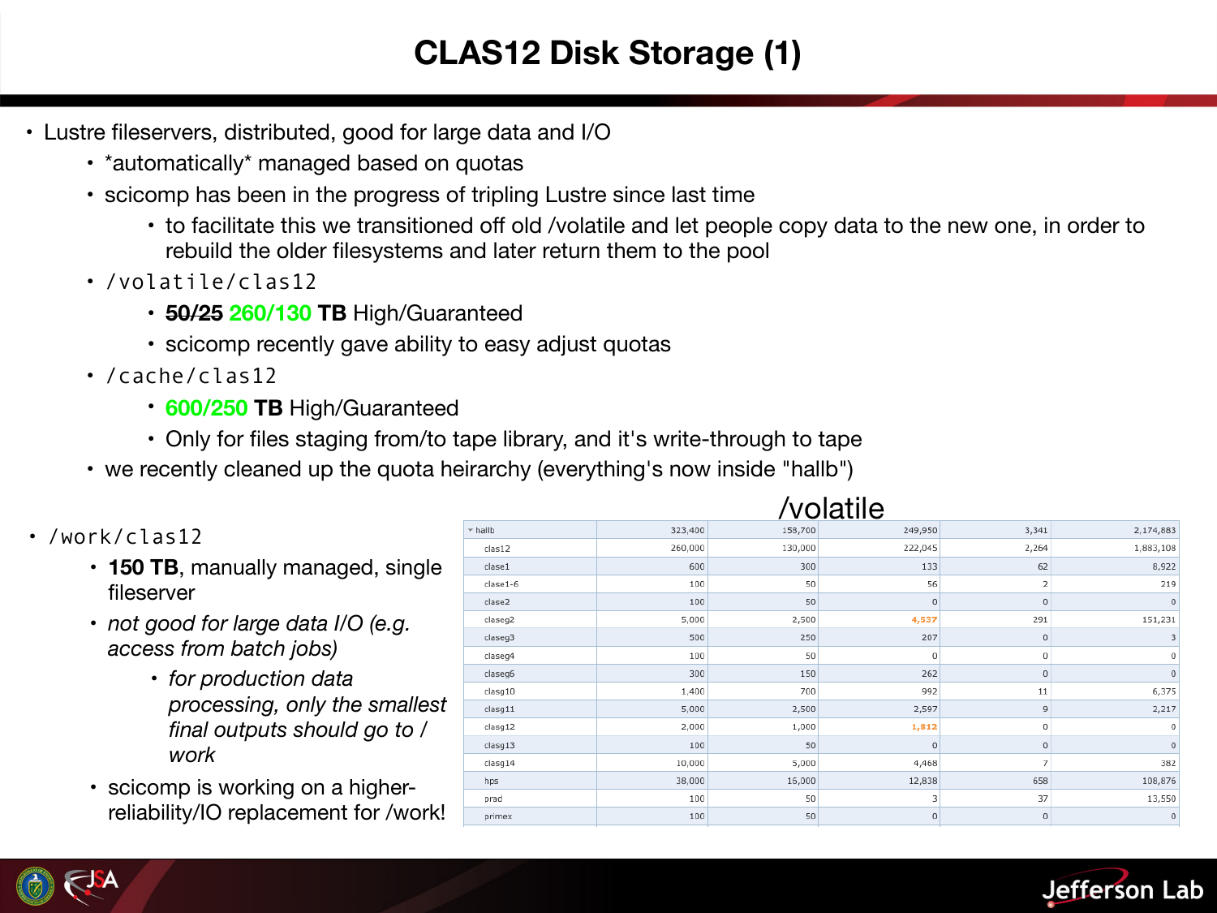# CLAS12 Disk Storage (1)

- Lustre fileservers, distributed, good for large data and I/O
  - *automatically* managed based on quotas
  - scicomp has been in the progress of tripling Lustre since last time
    - to facilitate this we transitioned off old /volatile and let people copy data to the new one, in order to rebuild the older filesystems and later return them to the pool
  - `/volatile/clas12`
    - ~~50/25~~ **260/130 TB** High/Guaranteed
    - scicomp recently gave ability to easy adjust quotas
  - `/cache/clas12`
    - **600/250 TB** High/Guaranteed
    - Only for files staging from/to tape library, and it's write-through to tape
  - we recently cleaned up the quota heirarchy (everything's now inside "hallb")

- `/work/clas12`
  - **150 TB**, manually managed, single fileserver
  - *not good for large data I/O (e.g. access from batch jobs)*
    - *for production data processing, only the smallest final outputs should go to /work*
  - scicomp is working on a higher-reliability/IO replacement for /work!

/volatile

| | | | | | |
|---|---|---|---|---|---|
| hallb | 323,400 | 158,700 | 249,950 | 3,341 | 2,174,883 |
| clas12 | 260,000 | 130,000 | 222,045 | 2,264 | 1,883,108 |
| clase1 | 600 | 300 | 133 | 62 | 8,922 |
| clase1-6 | 100 | 50 | 56 | 2 | 219 |
| clase2 | 100 | 50 | 0 | 0 | 0 |
| claseg2 | 5,000 | 2,500 | 4,537 | 291 | 151,231 |
| claseg3 | 500 | 250 | 207 | 0 | 3 |
| claseg4 | 100 | 50 | 0 | 0 | 0 |
| claseg6 | 300 | 150 | 262 | 0 | 0 |
| clasg10 | 1,400 | 700 | 992 | 11 | 6,375 |
| clasg11 | 5,000 | 2,500 | 2,597 | 9 | 2,217 |
| clasg12 | 2,000 | 1,000 | 1,812 | 0 | 0 |
| clasg13 | 100 | 50 | 0 | 0 | 0 |
| clasg14 | 10,000 | 5,000 | 4,468 | 7 | 382 |
| hps | 38,000 | 16,000 | 12,838 | 658 | 108,876 |
| prad | 100 | 50 | 3 | 37 | 13,550 |
| primex | 100 | 50 | 0 | 0 | 0 |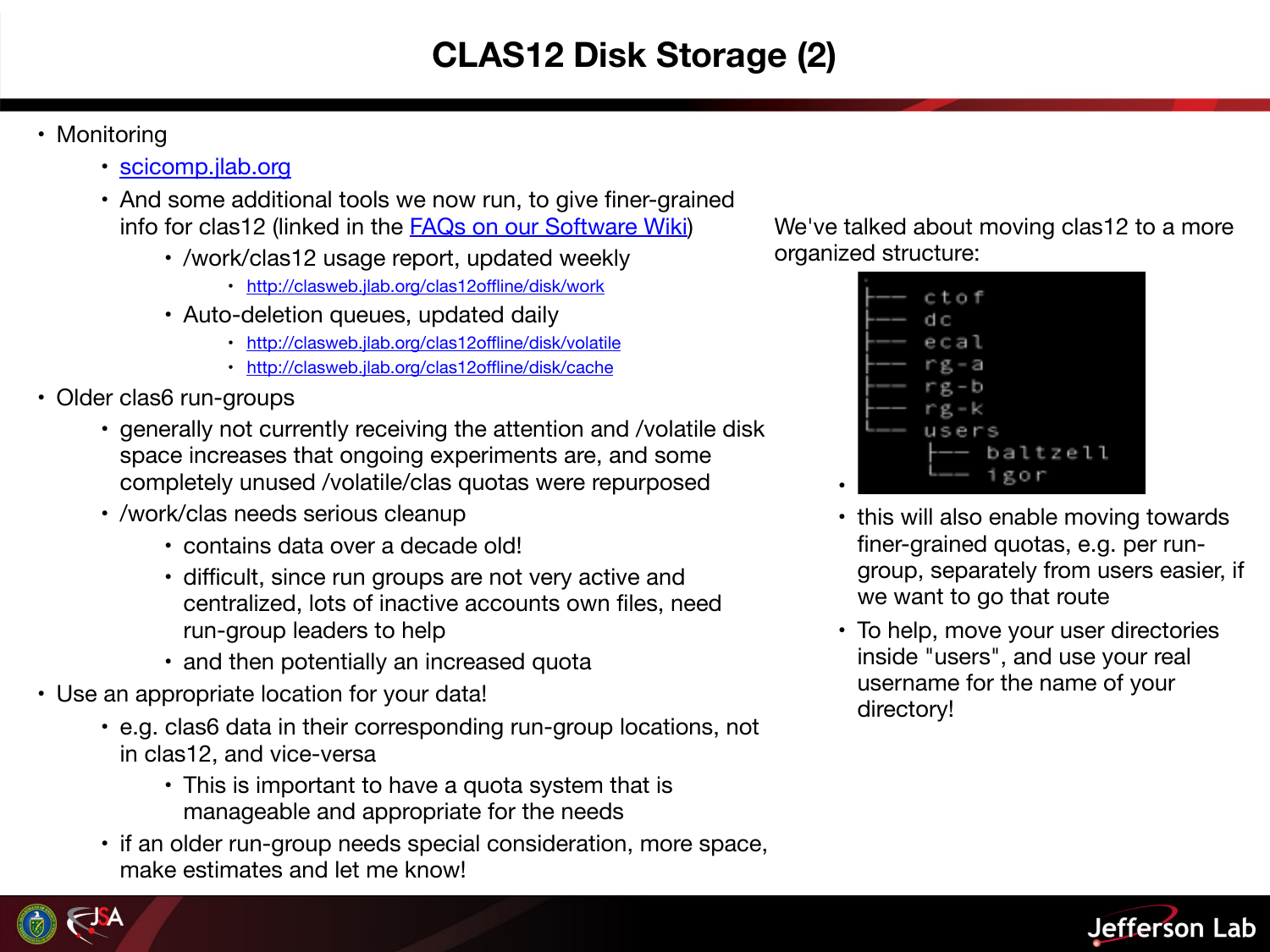# CLAS12 Disk Storage (2)

- Monitoring
  - [scicomp.jlab.org](scicomp.jlab.org)
  - And some additional tools we now run, to give finer-grained info for clas12 (linked in the FAQs on our Software Wiki)
    - /work/clas12 usage report, updated weekly
      - http://clasweb.jlab.org/clas12offline/disk/work
    - Auto-deletion queues, updated daily
      - http://clasweb.jlab.org/clas12offline/disk/volatile
      - http://clasweb.jlab.org/clas12offline/disk/cache
- Older clas6 run-groups
  - generally not currently receiving the attention and /volatile disk space increases that ongoing experiments are, and some completely unused /volatile/clas quotas were repurposed
  - /work/clas needs serious cleanup
    - contains data over a decade old!
    - difficult, since run groups are not very active and centralized, lots of inactive accounts own files, need run-group leaders to help
    - and then potentially an increased quota
- Use an appropriate location for your data!
  - e.g. clas6 data in their corresponding run-group locations, not in clas12, and vice-versa
    - This is important to have a quota system that is manageable and appropriate for the needs
  - if an older run-group needs special consideration, more space, make estimates and let me know!

We've talked about moving clas12 to a more organized structure:

```
├── ctof
├── dc
├── ecal
├── rg-a
├── rg-b
├── rg-k
└── users
    ├── baltzell
    └── igor
```

- this will also enable moving towards finer-grained quotas, e.g. per run-group, separately from users easier, if we want to go that route
- To help, move your user directories inside "users", and use your real username for the name of your directory!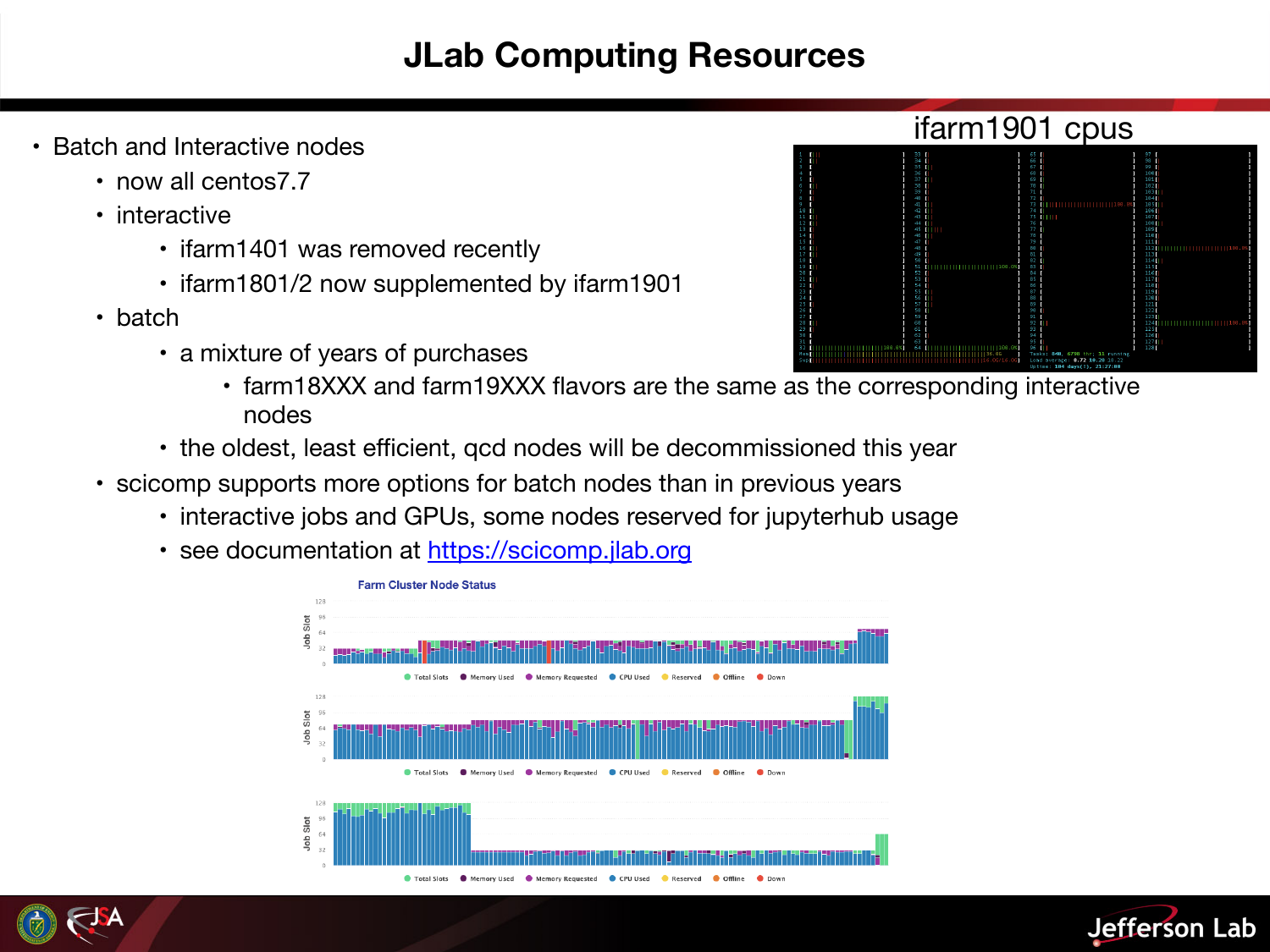# JLab Computing Resources

- Batch and Interactive nodes
  - now all centos7.7
  - interactive
    - ifarm1401 was removed recently
    - ifarm1801/2 now supplemented by ifarm1901
  - batch
    - a mixture of years of purchases
      - farm18XXX and farm19XXX flavors are the same as the corresponding interactive nodes
    - the oldest, least efficient, qcd nodes will be decommissioned this year
  - scicomp supports more options for batch nodes than in previous years
    - interactive jobs and GPUs, some nodes reserved for jupyterhub usage
    - see documentation at [https://scicomp.jlab.org](https://scicomp.jlab.org)

ifarm1901 cpus

Farm Cluster Node Status

Job Slot

128
96
64
32
0

Total Slots · Memory Used · Memory Requested · CPU Used · Reserved · Offline · Down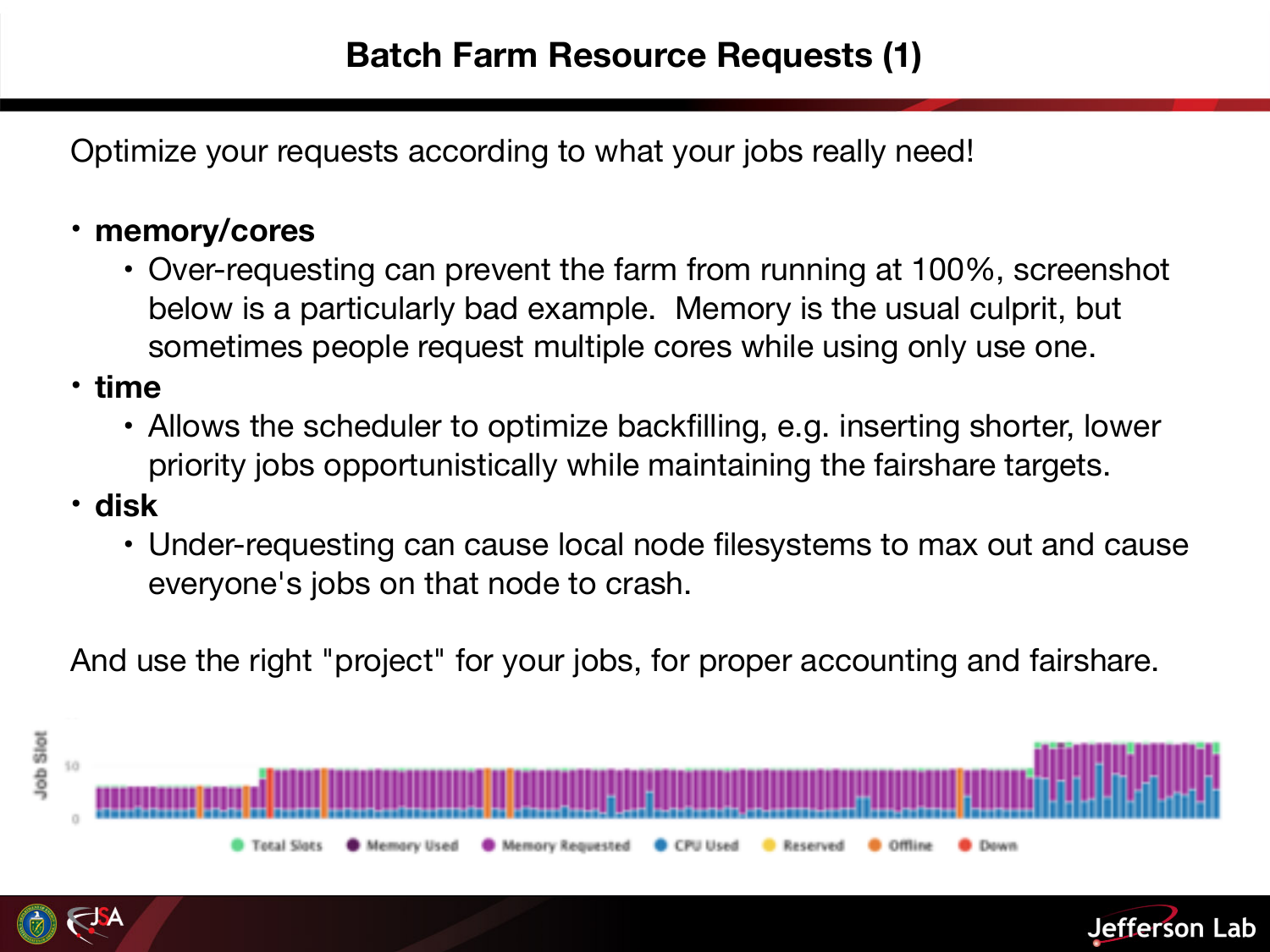# Batch Farm Resource Requests (1)

Optimize your requests according to what your jobs really need!

- **memory/cores**
  - Over-requesting can prevent the farm from running at 100%, screenshot below is a particularly bad example. Memory is the usual culprit, but sometimes people request multiple cores while using only use one.
- **time**
  - Allows the scheduler to optimize backfilling, e.g. inserting shorter, lower priority jobs opportunistically while maintaining the fairshare targets.
- **disk**
  - Under-requesting can cause local node filesystems to max out and cause everyone's jobs on that node to crash.

And use the right "project" for your jobs, for proper accounting and fairshare.

Job Slot

50

0

Total Slots · Memory Used · Memory Requested · CPU Used · Reserved · Offline · Down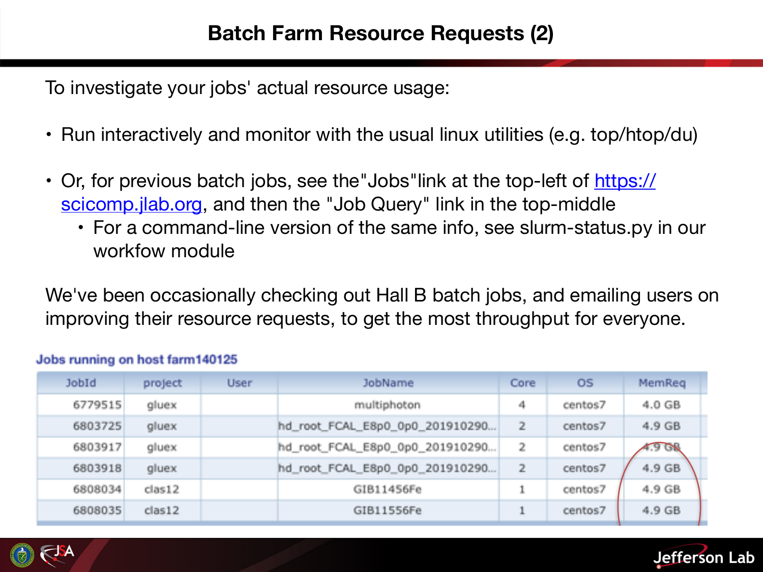# Batch Farm Resource Requests (2)

To investigate your jobs' actual resource usage:

- Run interactively and monitor with the usual linux utilities (e.g. top/htop/du)
- Or, for previous batch jobs, see the"Jobs"link at the top-left of https://scicomp.jlab.org, and then the "Job Query" link in the top-middle
  - For a command-line version of the same info, see slurm-status.py in our workfow module

We've been occasionally checking out Hall B batch jobs, and emailing users on improving their resource requests, to get the most throughput for everyone.

**Jobs running on host farm140125**

| JobId | project | User | JobName | Core | OS | MemReq |
|---|---|---|---|---|---|---|
| 6779515 | gluex | | multiphoton | 4 | centos7 | 4.0 GB |
| 6803725 | gluex | | hd_root_FCAL_E8p0_0p0_201910290... | 2 | centos7 | 4.9 GB |
| 6803917 | gluex | | hd_root_FCAL_E8p0_0p0_201910290... | 2 | centos7 | 4.9 GB |
| 6803918 | gluex | | hd_root_FCAL_E8p0_0p0_201910290... | 2 | centos7 | 4.9 GB |
| 6808034 | clas12 | | GIB11456Fe | 1 | centos7 | 4.9 GB |
| 6808035 | clas12 | | GIB11556Fe | 1 | centos7 | 4.9 GB |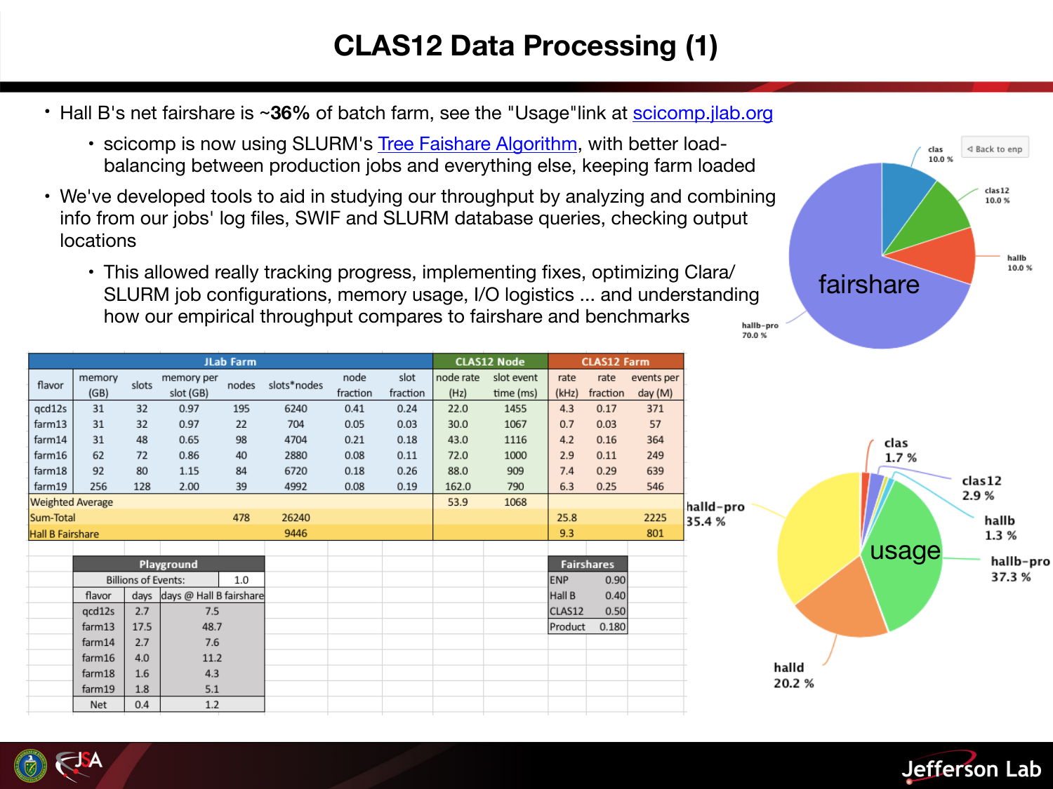# CLAS12 Data Processing (1)

- Hall B's net fairshare is ~**36%** of batch farm, see the "Usage"link at scicomp.jlab.org
  - scicomp is now using SLURM's Tree Faishare Algorithm, with better load-balancing between production jobs and everything else, keeping farm loaded
- We've developed tools to aid in studying our throughput by analyzing and combining info from our jobs' log files, SWIF and SLURM database queries, checking output locations
  - This allowed really tracking progress, implementing fixes, optimizing Clara/SLURM job configurations, memory usage, I/O logistics ... and understanding how our empirical throughput compares to fairshare and benchmarks

fairshare: clas 10.0 %, clas12 10.0 %, hallb 10.0 %, hallb-pro 70.0 %

| JLab Farm | | | | | | | | CLAS12 Node | | CLAS12 Farm | | |
|---|---|---|---|---|---|---|---|---|---|---|---|---|
| flavor | memory (GB) | slots | memory per slot (GB) | nodes | slots*nodes | node fraction | slot fraction | node rate (Hz) | slot event time (ms) | rate (kHz) | rate fraction | events per day (M) |
| qcd12s | 31 | 32 | 0.97 | 195 | 6240 | 0.41 | 0.24 | 22.0 | 1455 | 4.3 | 0.17 | 371 |
| farm13 | 31 | 32 | 0.97 | 22 | 704 | 0.05 | 0.03 | 30.0 | 1067 | 0.7 | 0.03 | 57 |
| farm14 | 31 | 48 | 0.65 | 98 | 4704 | 0.21 | 0.18 | 43.0 | 1116 | 4.2 | 0.16 | 364 |
| farm16 | 62 | 72 | 0.86 | 40 | 2880 | 0.08 | 0.11 | 72.0 | 1000 | 2.9 | 0.11 | 249 |
| farm18 | 92 | 80 | 1.15 | 84 | 6720 | 0.18 | 0.26 | 88.0 | 909 | 7.4 | 0.29 | 639 |
| farm19 | 256 | 128 | 2.00 | 39 | 4992 | 0.08 | 0.19 | 162.0 | 790 | 6.3 | 0.25 | 546 |
| Weighted Average | | | | | | | | 53.9 | 1068 | | | |
| Sum-Total | | | | 478 | 26240 | | | | | 25.8 | | 2225 |
| Hall B Fairshare | | | | | 9446 | | | | | 9.3 | | 801 |

| Playground | | |
|---|---|---|
| Billions of Events: | | 1.0 |
| flavor | days | days @ Hall B fairshare |
| qcd12s | 2.7 | 7.5 |
| farm13 | 17.5 | 48.7 |
| farm14 | 2.7 | 7.6 |
| farm16 | 4.0 | 11.2 |
| farm18 | 1.6 | 4.3 |
| farm19 | 1.8 | 5.1 |
| Net | 0.4 | 1.2 |

| Fairshares | |
|---|---|
| ENP | 0.90 |
| Hall B | 0.40 |
| CLAS12 | 0.50 |
| Product | 0.180 |

usage: clas 1.7 %, clas12 2.9 %, hallb 1.3 %, hallb-pro 37.3 %, halld 20.2 %, halld-pro 35.4 %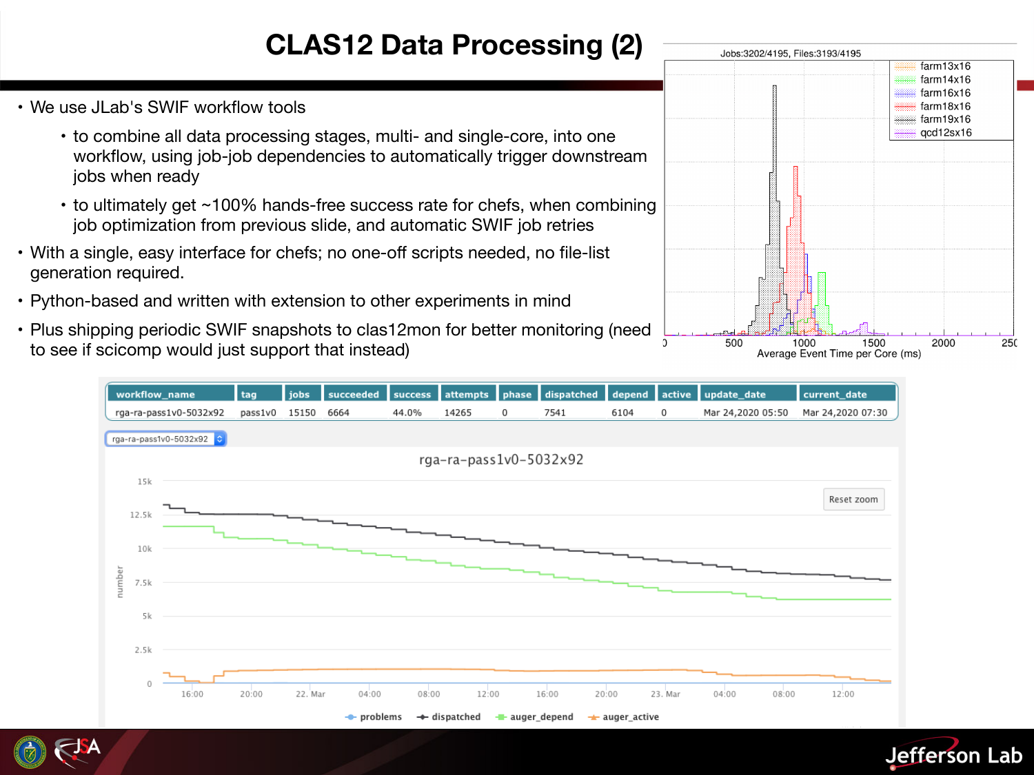# CLAS12 Data Processing (2)

- We use JLab's SWIF workflow tools
  - to combine all data processing stages, multi- and single-core, into one workflow, using job-job dependencies to automatically trigger downstream jobs when ready
  - to ultimately get ~100% hands-free success rate for chefs, when combining job optimization from previous slide, and automatic SWIF job retries
- With a single, easy interface for chefs; no one-off scripts needed, no file-list generation required.
- Python-based and written with extension to other experiments in mind
- Plus shipping periodic SWIF snapshots to clas12mon for better monitoring (need to see if scicomp would just support that instead)

Jobs:3202/4195, Files:3193/4195

farm13x16
farm14x16
farm16x16
farm18x16
farm19x16
qcd12sx16

0
500
1000
1500
2000
250

Average Event Time per Core (ms)

| workflow_name | tag | jobs | succeeded | success | attempts | phase | dispatched | depend | active | update_date | current_date |
|---|---|---|---|---|---|---|---|---|---|---|---|
| rga-ra-pass1v0-5032x92 | pass1v0 | 15150 | 6664 | 44.0% | 14265 | 0 | 7541 | 6104 | 0 | Mar 24,2020 05:50 | Mar 24,2020 07:30 |

rga-ra-pass1v0-5032x92

rga-ra-pass1v0-5032x92

Reset zoom

number

15k
12.5k
10k
7.5k
5k
2.5k
0

16:00
20:00
22. Mar
04:00
08:00
12:00
16:00
20:00
23. Mar
04:00
08:00
12:00

problems
dispatched
auger_depend
auger_active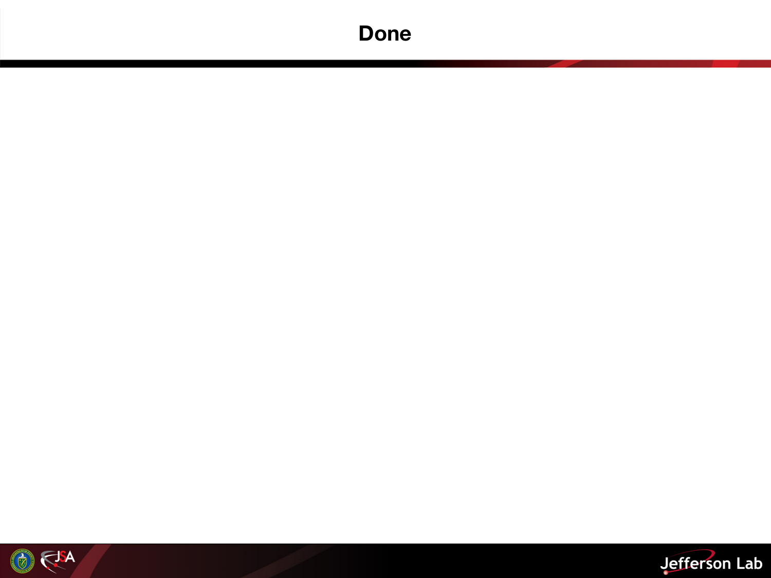# Done